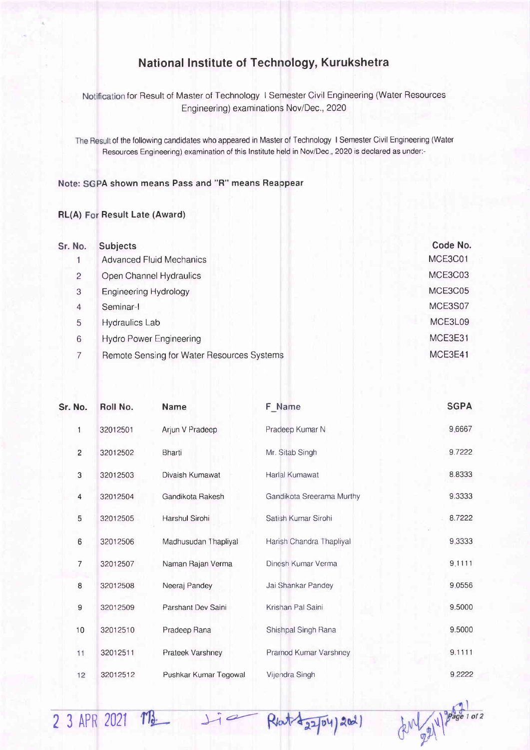# National Institute of Technology, Kurukshetra

Notification for Result of Master of Technology I Semester Civil Engineering (Water Resources Engineering) examinations Nov/Dec., 2020

The Result of the following candidates who appeared in Master of Technology I Semester Civil Engineering (Water Resources Engineering) examination of this Institute held in Nov/Dec., 2020 is declared as under:-

**Note: SGPA shown means Pass and "R" means Reappear**

**RL(A) For Result Late (Award)**

| Sr. No. | Subjects | Code No. |
|---|---|---|
| 1 | Advanced Fluid Mechanics | MCE3C01 |
| 2 | Open Channel Hydraulics | MCE3C03 |
| 3 | Engineering Hydrology | MCE3C05 |
| 4 | Seminar-I | MCE3S07 |
| 5 | Hydraulics Lab | MCE3L09 |
| 6 | Hydro Power Engineering | MCE3E31 |
| 7 | Remote Sensing for Water Resources Systems | MCE3E41 |

| Sr. No. | Roll No. | Name | F_Name | SGPA |
|---|---|---|---|---|
| 1 | 32012501 | Arjun V Pradeep | Pradeep Kumar N | 9.6667 |
| 2 | 32012502 | Bharti | Mr. Sitab Singh | 9.7222 |
| 3 | 32012503 | Divaish Kumawat | Harlal Kumawat | 8.8333 |
| 4 | 32012504 | Gandikota Rakesh | Gandikota Sreerama Murthy | 9.3333 |
| 5 | 32012505 | Harshul Sirohi | Satish Kumar Sirohi | 8.7222 |
| 6 | 32012506 | Madhusudan Thapliyal | Harish Chandra Thapliyal | 9.3333 |
| 7 | 32012507 | Naman Rajan Verma | Dinesh Kumar Verma | 9.1111 |
| 8 | 32012508 | Neeraj Pandey | Jai Shankar Pandey | 9.0556 |
| 9 | 32012509 | Parshant Dev Saini | Krishan Pal Saini | 9.5000 |
| 10 | 32012510 | Pradeep Rana | Shishpal Singh Rana | 9.5000 |
| 11 | 32012511 | Prateek Varshney | Pramod Kumar Varshney | 9.1111 |
| 12 | 32012512 | Pushkar Kumar Tegowal | Vijendra Singh | 9.2222 |

2 3 APR 2021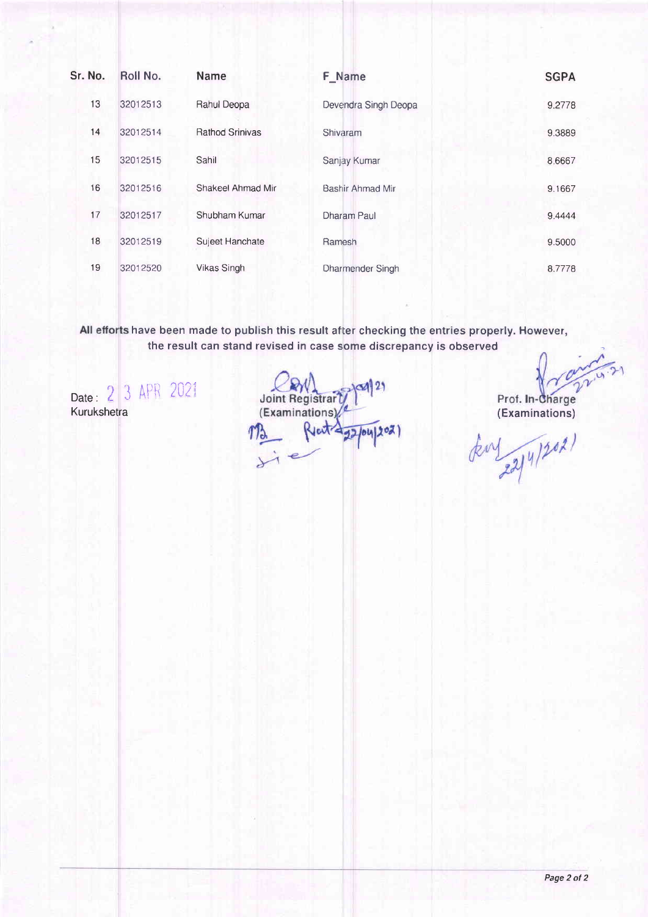| Sr. No. | Roll No. | Name | F_Name | SGPA |
|---|---|---|---|---|
| 13 | 32012513 | Rahul Deopa | Devendra Singh Deopa | 9.2778 |
| 14 | 32012514 | Rathod Srinivas | Shivaram | 9.3889 |
| 15 | 32012515 | Sahil | Sanjay Kumar | 8.6667 |
| 16 | 32012516 | Shakeel Ahmad Mir | Bashir Ahmad Mir | 9.1667 |
| 17 | 32012517 | Shubham Kumar | Dharam Paul | 9.4444 |
| 18 | 32012519 | Sujeet Hanchate | Ramesh | 9.5000 |
| 19 | 32012520 | Vikas Singh | Dharmender Singh | 8.7778 |

**All efforts have been made to publish this result after checking the entries properly. However, the result can stand revised in case some discrepancy is observed**

Date: 23 APR 2021
Kurukshetra

**Joint Registrar**
**(Examinations)**

**Prof. In-Charge**
**(Examinations)**